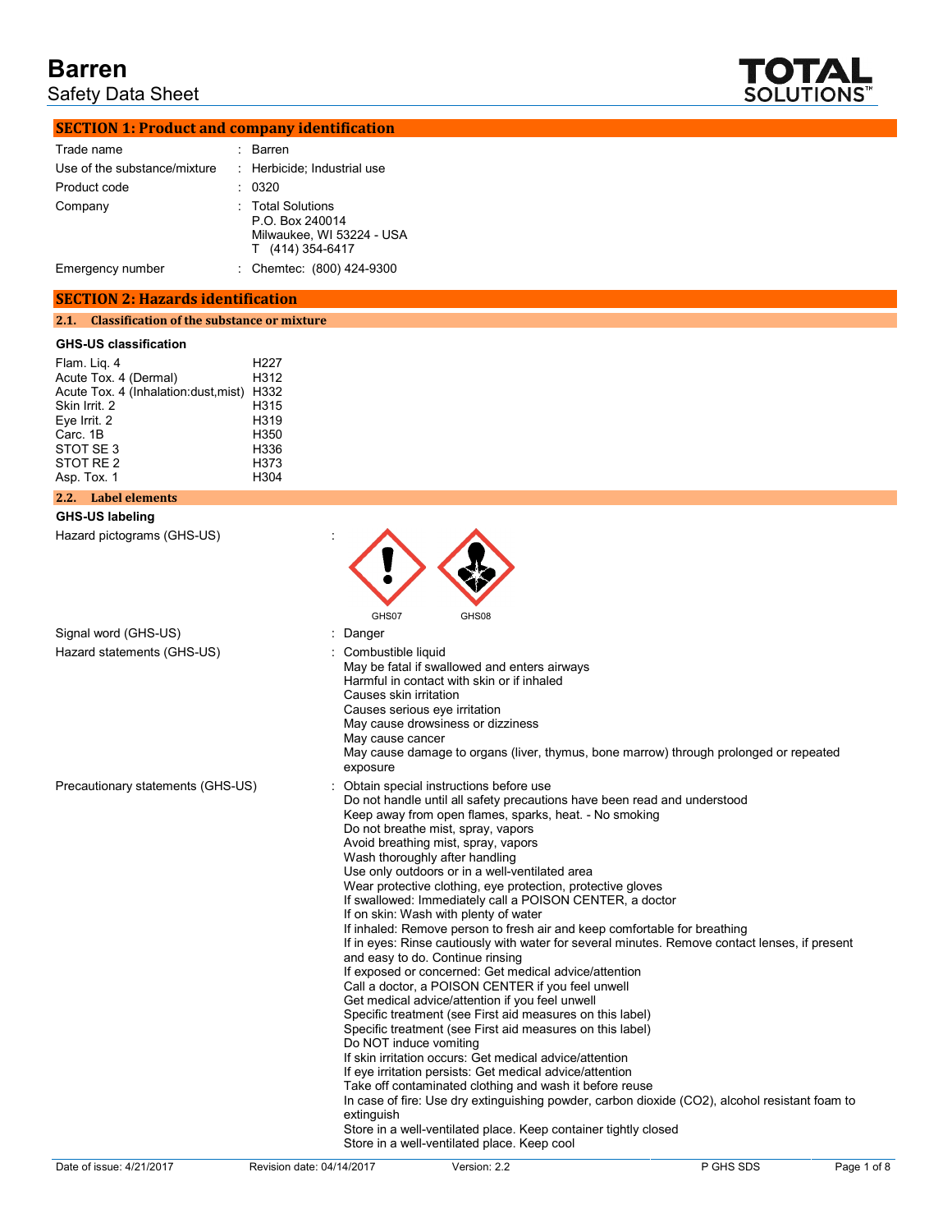# Barren

Safety Data Sheet

## SECTION 1: Product and company identification

| | |
|---|---|
| Trade name | : Barren |
| Use of the substance/mixture | : Herbicide; Industrial use |
| Product code | : 0320 |
| Company | : Total Solutions<br>P.O. Box 240014<br>Milwaukee, WI 53224 - USA<br>T (414) 354-6417 |
| Emergency number | : Chemtec: (800) 424-9300 |

## SECTION 2: Hazards identification

### 2.1. Classification of the substance or mixture

**GHS-US classification**

| | |
|---|---|
| Flam. Liq. 4 | H227 |
| Acute Tox. 4 (Dermal) | H312 |
| Acute Tox. 4 (Inhalation:dust,mist) | H332 |
| Skin Irrit. 2 | H315 |
| Eye Irrit. 2 | H319 |
| Carc. 1B | H350 |
| STOT SE 3 | H336 |
| STOT RE 2 | H373 |
| Asp. Tox. 1 | H304 |

### 2.2. Label elements

**GHS-US labeling**

Hazard pictograms (GHS-US) :

GHS07 GHS08

Signal word (GHS-US) : Danger

Hazard statements (GHS-US) :
Combustible liquid
May be fatal if swallowed and enters airways
Harmful in contact with skin or if inhaled
Causes skin irritation
Causes serious eye irritation
May cause drowsiness or dizziness
May cause cancer
May cause damage to organs (liver, thymus, bone marrow) through prolonged or repeated exposure

Precautionary statements (GHS-US) :
Obtain special instructions before use
Do not handle until all safety precautions have been read and understood
Keep away from open flames, sparks, heat. - No smoking
Do not breathe mist, spray, vapors
Avoid breathing mist, spray, vapors
Wash thoroughly after handling
Use only outdoors or in a well-ventilated area
Wear protective clothing, eye protection, protective gloves
If swallowed: Immediately call a POISON CENTER, a doctor
If on skin: Wash with plenty of water
If inhaled: Remove person to fresh air and keep comfortable for breathing
If in eyes: Rinse cautiously with water for several minutes. Remove contact lenses, if present and easy to do. Continue rinsing
If exposed or concerned: Get medical advice/attention
Call a doctor, a POISON CENTER if you feel unwell
Get medical advice/attention if you feel unwell
Specific treatment (see First aid measures on this label)
Specific treatment (see First aid measures on this label)
Do NOT induce vomiting
If skin irritation occurs: Get medical advice/attention
If eye irritation persists: Get medical advice/attention
Take off contaminated clothing and wash it before reuse
In case of fire: Use dry extinguishing powder, carbon dioxide ($CO_2$), alcohol resistant foam to extinguish
Store in a well-ventilated place. Keep container tightly closed
Store in a well-ventilated place. Keep cool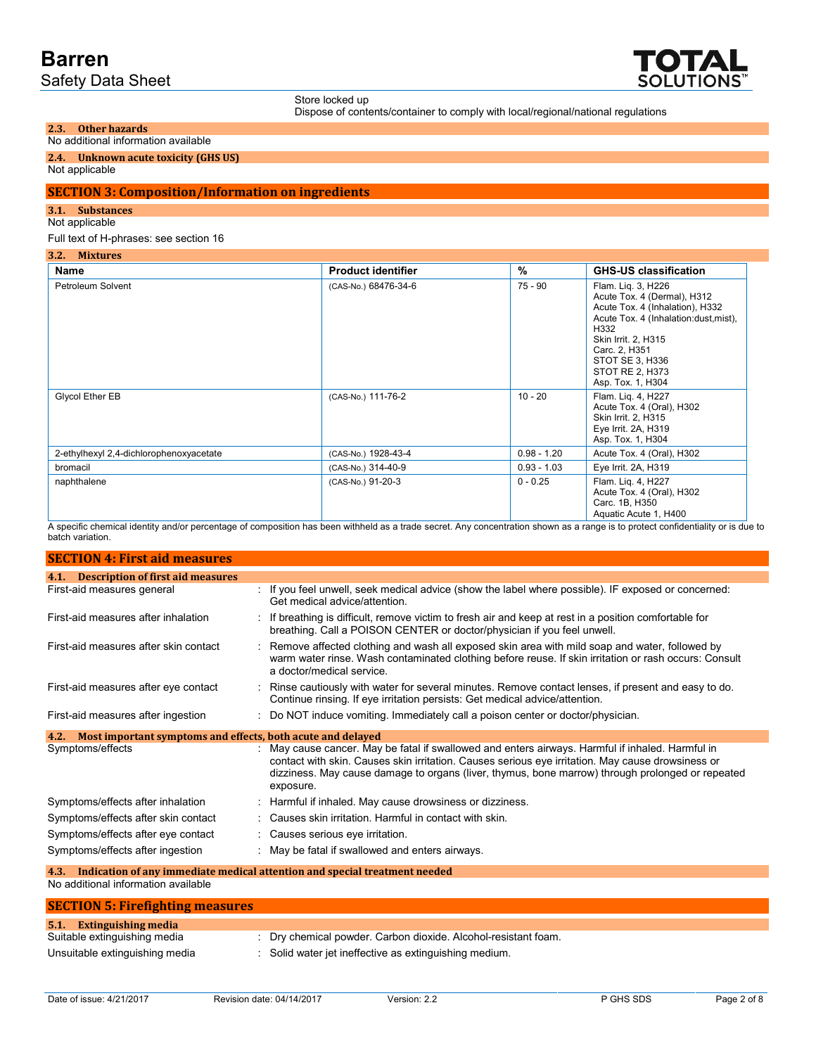Store locked up
Dispose of contents/container to comply with local/regional/national regulations

### 2.3. Other hazards

No additional information available

### 2.4. Unknown acute toxicity (GHS US)

Not applicable

## SECTION 3: Composition/Information on ingredients

### 3.1. Substances

Not applicable

Full text of H-phrases: see section 16

### 3.2. Mixtures

| Name | Product identifier | % | GHS-US classification |
|---|---|---|---|
| Petroleum Solvent | (CAS-No.) 68476-34-6 | 75 - 90 | Flam. Liq. 3, H226<br>Acute Tox. 4 (Dermal), H312<br>Acute Tox. 4 (Inhalation), H332<br>Acute Tox. 4 (Inhalation:dust,mist), H332<br>Skin Irrit. 2, H315<br>Carc. 2, H351<br>STOT SE 3, H336<br>STOT RE 2, H373<br>Asp. Tox. 1, H304 |
| Glycol Ether EB | (CAS-No.) 111-76-2 | 10 - 20 | Flam. Liq. 4, H227<br>Acute Tox. 4 (Oral), H302<br>Skin Irrit. 2, H315<br>Eye Irrit. 2A, H319<br>Asp. Tox. 1, H304 |
| 2-ethylhexyl 2,4-dichlorophenoxyacetate | (CAS-No.) 1928-43-4 | 0.98 - 1.20 | Acute Tox. 4 (Oral), H302 |
| bromacil | (CAS-No.) 314-40-9 | 0.93 - 1.03 | Eye Irrit. 2A, H319 |
| naphthalene | (CAS-No.) 91-20-3 | 0 - 0.25 | Flam. Liq. 4, H227<br>Acute Tox. 4 (Oral), H302<br>Carc. 1B, H350<br>Aquatic Acute 1, H400 |

A specific chemical identity and/or percentage of composition has been withheld as a trade secret. Any concentration shown as a range is to protect confidentiality or is due to batch variation.

## SECTION 4: First aid measures

### 4.1. Description of first aid measures

First-aid measures general : If you feel unwell, seek medical advice (show the label where possible). IF exposed or concerned: Get medical advice/attention.

First-aid measures after inhalation : If breathing is difficult, remove victim to fresh air and keep at rest in a position comfortable for breathing. Call a POISON CENTER or doctor/physician if you feel unwell.

First-aid measures after skin contact : Remove affected clothing and wash all exposed skin area with mild soap and water, followed by warm water rinse. Wash contaminated clothing before reuse. If skin irritation or rash occurs: Consult a doctor/medical service.

First-aid measures after eye contact : Rinse cautiously with water for several minutes. Remove contact lenses, if present and easy to do. Continue rinsing. If eye irritation persists: Get medical advice/attention.

First-aid measures after ingestion : Do NOT induce vomiting. Immediately call a poison center or doctor/physician.

### 4.2. Most important symptoms and effects, both acute and delayed

Symptoms/effects : May cause cancer. May be fatal if swallowed and enters airways. Harmful if inhaled. Harmful in contact with skin. Causes skin irritation. Causes serious eye irritation. May cause drowsiness or dizziness. May cause damage to organs (liver, thymus, bone marrow) through prolonged or repeated exposure.

Symptoms/effects after inhalation : Harmful if inhaled. May cause drowsiness or dizziness.

Symptoms/effects after skin contact : Causes skin irritation. Harmful in contact with skin.

Symptoms/effects after eye contact : Causes serious eye irritation.

Symptoms/effects after ingestion : May be fatal if swallowed and enters airways.

### 4.3. Indication of any immediate medical attention and special treatment needed

No additional information available

## SECTION 5: Firefighting measures

### 5.1. Extinguishing media

Suitable extinguishing media : Dry chemical powder. Carbon dioxide. Alcohol-resistant foam.

Unsuitable extinguishing media : Solid water jet ineffective as extinguishing medium.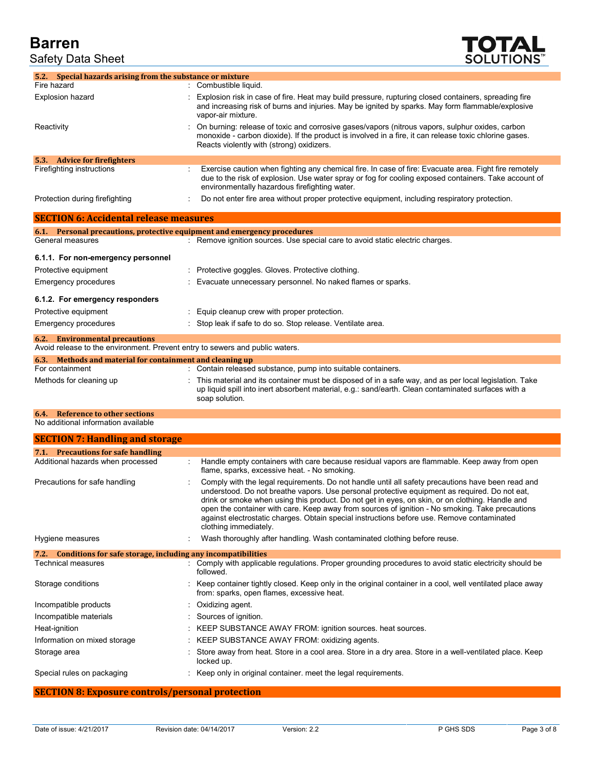### 5.2. Special hazards arising from the substance or mixture

| | |
|---|---|
| Fire hazard | : Combustible liquid. |
| Explosion hazard | : Explosion risk in case of fire. Heat may build pressure, rupturing closed containers, spreading fire and increasing risk of burns and injuries. May be ignited by sparks. May form flammable/explosive vapor-air mixture. |
| Reactivity | : On burning: release of toxic and corrosive gases/vapors (nitrous vapors, sulphur oxides, carbon monoxide - carbon dioxide). If the product is involved in a fire, it can release toxic chlorine gases. Reacts violently with (strong) oxidizers. |

### 5.3. Advice for firefighters

| | |
|---|---|
| Firefighting instructions | : Exercise caution when fighting any chemical fire. In case of fire: Evacuate area. Fight fire remotely due to the risk of explosion. Use water spray or fog for cooling exposed containers. Take account of environmentally hazardous firefighting water. |
| Protection during firefighting | : Do not enter fire area without proper protective equipment, including respiratory protection. |

## SECTION 6: Accidental release measures

### 6.1. Personal precautions, protective equipment and emergency procedures

| | |
|---|---|
| General measures | : Remove ignition sources. Use special care to avoid static electric charges. |

#### 6.1.1. For non-emergency personnel

| | |
|---|---|
| Protective equipment | : Protective goggles. Gloves. Protective clothing. |
| Emergency procedures | : Evacuate unnecessary personnel. No naked flames or sparks. |

#### 6.1.2. For emergency responders

| | |
|---|---|
| Protective equipment | : Equip cleanup crew with proper protection. |
| Emergency procedures | : Stop leak if safe to do so. Stop release. Ventilate area. |

### 6.2. Environmental precautions

Avoid release to the environment. Prevent entry to sewers and public waters.

### 6.3. Methods and material for containment and cleaning up

| | |
|---|---|
| For containment | : Contain released substance, pump into suitable containers. |
| Methods for cleaning up | : This material and its container must be disposed of in a safe way, and as per local legislation. Take up liquid spill into inert absorbent material, e.g.: sand/earth. Clean contaminated surfaces with a soap solution. |

### 6.4. Reference to other sections

No additional information available

## SECTION 7: Handling and storage

### 7.1. Precautions for safe handling

| | |
|---|---|
| Additional hazards when processed | : Handle empty containers with care because residual vapors are flammable. Keep away from open flame, sparks, excessive heat. - No smoking. |
| Precautions for safe handling | : Comply with the legal requirements. Do not handle until all safety precautions have been read and understood. Do not breathe vapors. Use personal protective equipment as required. Do not eat, drink or smoke when using this product. Do not get in eyes, on skin, or on clothing. Handle and open the container with care. Keep away from sources of ignition - No smoking. Take precautions against electrostatic charges. Obtain special instructions before use. Remove contaminated clothing immediately. |
| Hygiene measures | : Wash thoroughly after handling. Wash contaminated clothing before reuse. |

### 7.2. Conditions for safe storage, including any incompatibilities

| | |
|---|---|
| Technical measures | : Comply with applicable regulations. Proper grounding procedures to avoid static electricity should be followed. |
| Storage conditions | : Keep container tightly closed. Keep only in the original container in a cool, well ventilated place away from: sparks, open flames, excessive heat. |
| Incompatible products | : Oxidizing agent. |
| Incompatible materials | : Sources of ignition. |
| Heat-ignition | : KEEP SUBSTANCE AWAY FROM: ignition sources. heat sources. |
| Information on mixed storage | : KEEP SUBSTANCE AWAY FROM: oxidizing agents. |
| Storage area | : Store away from heat. Store in a cool area. Store in a dry area. Store in a well-ventilated place. Keep locked up. |
| Special rules on packaging | : Keep only in original container. meet the legal requirements. |

## SECTION 8: Exposure controls/personal protection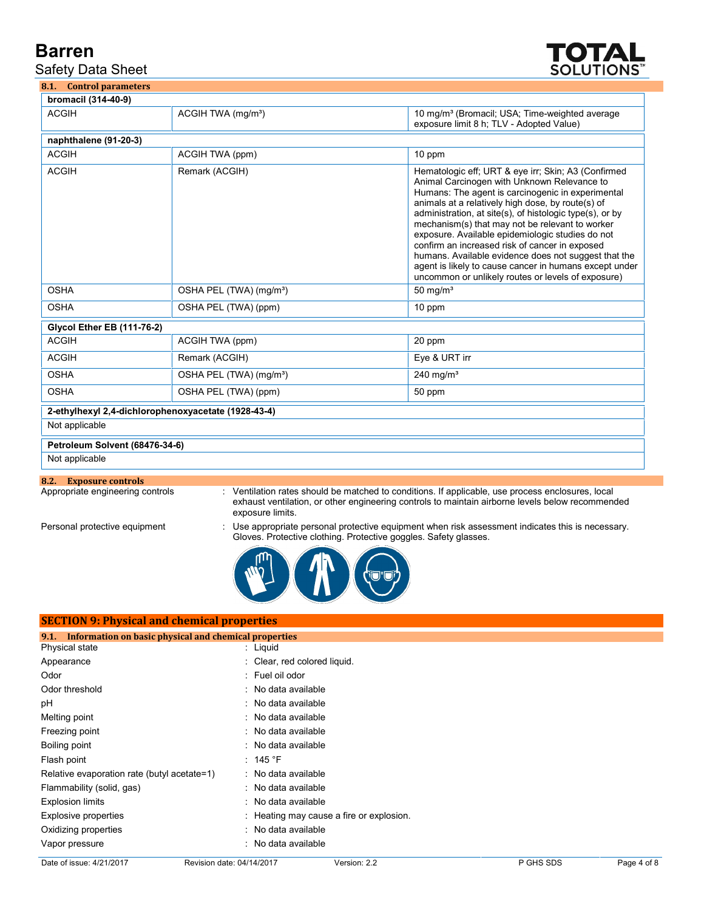### 8.1. Control parameters

| bromacil (314-40-9) | | |
|---|---|---|
| ACGIH | ACGIH TWA (mg/m³) | 10 mg/m³ (Bromacil; USA; Time-weighted average exposure limit 8 h; TLV - Adopted Value) |

| naphthalene (91-20-3) | | |
|---|---|---|
| ACGIH | ACGIH TWA (ppm) | 10 ppm |
| ACGIH | Remark (ACGIH) | Hematologic eff; URT & eye irr; Skin; A3 (Confirmed Animal Carcinogen with Unknown Relevance to Humans: The agent is carcinogenic in experimental animals at a relatively high dose, by route(s) of administration, at site(s), of histologic type(s), or by mechanism(s) that may not be relevant to worker exposure. Available epidemiologic studies do not confirm an increased risk of cancer in exposed humans. Available evidence does not suggest that the agent is likely to cause cancer in humans except under uncommon or unlikely routes or levels of exposure) |
| OSHA | OSHA PEL (TWA) (mg/m³) | 50 mg/m³ |
| OSHA | OSHA PEL (TWA) (ppm) | 10 ppm |

| Glycol Ether EB (111-76-2) | | |
|---|---|---|
| ACGIH | ACGIH TWA (ppm) | 20 ppm |
| ACGIH | Remark (ACGIH) | Eye & URT irr |
| OSHA | OSHA PEL (TWA) (mg/m³) | 240 mg/m³ |
| OSHA | OSHA PEL (TWA) (ppm) | 50 ppm |

| 2-ethylhexyl 2,4-dichlorophenoxyacetate (1928-43-4) |
|---|
| Not applicable |

| Petroleum Solvent (68476-34-6) |
|---|
| Not applicable |

### 8.2. Exposure controls

Appropriate engineering controls : Ventilation rates should be matched to conditions. If applicable, use process enclosures, local exhaust ventilation, or other engineering controls to maintain airborne levels below recommended exposure limits.

Personal protective equipment : Use appropriate personal protective equipment when risk assessment indicates this is necessary. Gloves. Protective clothing. Protective goggles. Safety glasses.

## SECTION 9: Physical and chemical properties

### 9.1. Information on basic physical and chemical properties

| | |
|---|---|
| Physical state | : Liquid |
| Appearance | : Clear, red colored liquid. |
| Odor | : Fuel oil odor |
| Odor threshold | : No data available |
| pH | : No data available |
| Melting point | : No data available |
| Freezing point | : No data available |
| Boiling point | : No data available |
| Flash point | : 145 °F |
| Relative evaporation rate (butyl acetate=1) | : No data available |
| Flammability (solid, gas) | : No data available |
| Explosion limits | : No data available |
| Explosive properties | : Heating may cause a fire or explosion. |
| Oxidizing properties | : No data available |
| Vapor pressure | : No data available |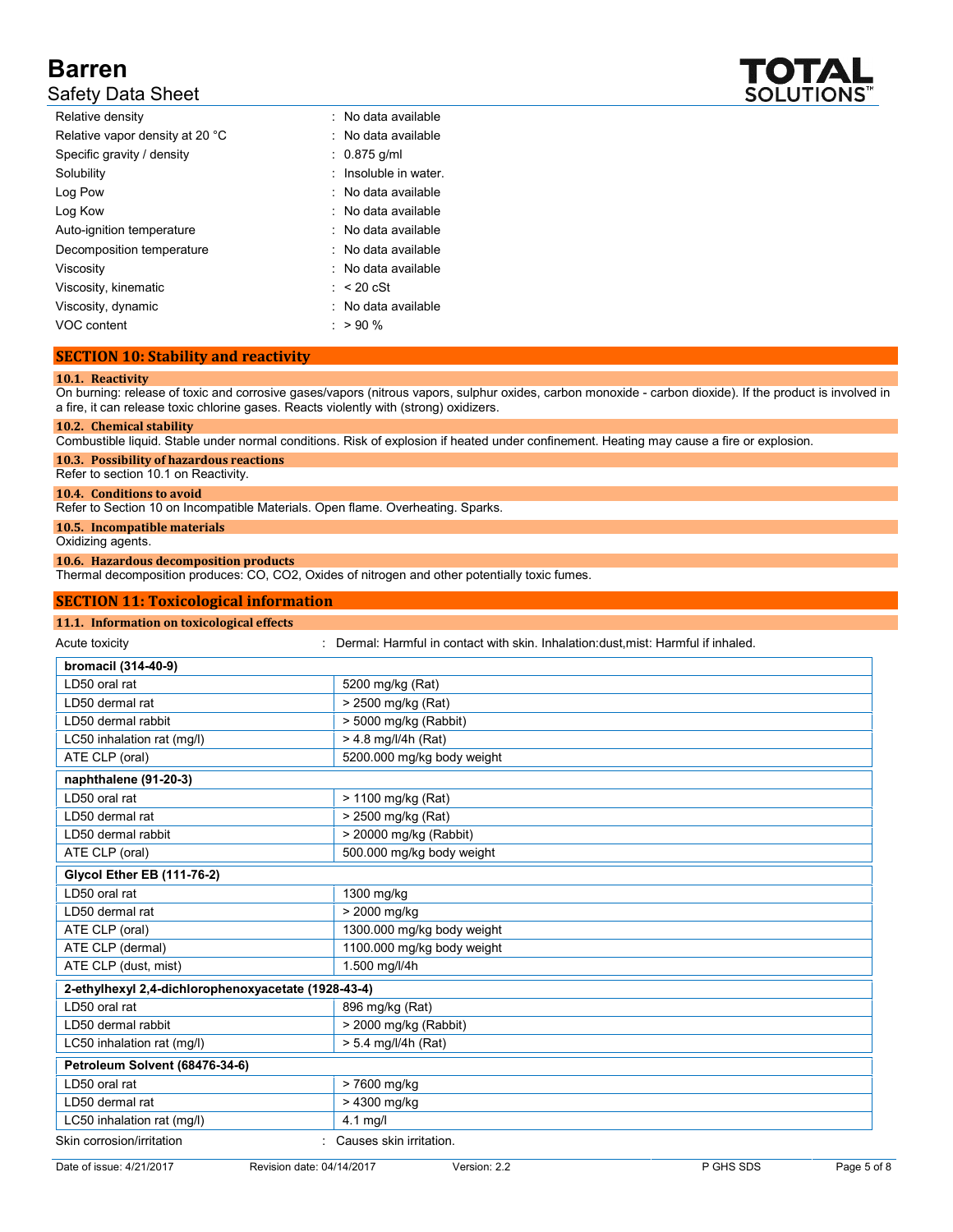| | |
|---|---|
| Relative density | : No data available |
| Relative vapor density at 20 °C | : No data available |
| Specific gravity / density | : 0.875 g/ml |
| Solubility | : Insoluble in water. |
| Log Pow | : No data available |
| Log Kow | : No data available |
| Auto-ignition temperature | : No data available |
| Decomposition temperature | : No data available |
| Viscosity | : No data available |
| Viscosity, kinematic | : < 20 cSt |
| Viscosity, dynamic | : No data available |
| VOC content | : > 90 % |

## SECTION 10: Stability and reactivity

### 10.1. Reactivity

On burning: release of toxic and corrosive gases/vapors (nitrous vapors, sulphur oxides, carbon monoxide - carbon dioxide). If the product is involved in a fire, it can release toxic chlorine gases. Reacts violently with (strong) oxidizers.

### 10.2. Chemical stability

Combustible liquid. Stable under normal conditions. Risk of explosion if heated under confinement. Heating may cause a fire or explosion.

### 10.3. Possibility of hazardous reactions

Refer to section 10.1 on Reactivity.

### 10.4. Conditions to avoid

Refer to Section 10 on Incompatible Materials. Open flame. Overheating. Sparks.

### 10.5. Incompatible materials

Oxidizing agents.

### 10.6. Hazardous decomposition products

Thermal decomposition produces: CO, $CO_2$, Oxides of nitrogen and other potentially toxic fumes.

## SECTION 11: Toxicological information

### 11.1. Information on toxicological effects

Acute toxicity : Dermal: Harmful in contact with skin. Inhalation:dust,mist: Harmful if inhaled.

| **bromacil (314-40-9)** | |
|---|---|
| LD50 oral rat | 5200 mg/kg (Rat) |
| LD50 dermal rat | > 2500 mg/kg (Rat) |
| LD50 dermal rabbit | > 5000 mg/kg (Rabbit) |
| LC50 inhalation rat (mg/l) | > 4.8 mg/l/4h (Rat) |
| ATE CLP (oral) | 5200.000 mg/kg body weight |

| **naphthalene (91-20-3)** | |
|---|---|
| LD50 oral rat | > 1100 mg/kg (Rat) |
| LD50 dermal rat | > 2500 mg/kg (Rat) |
| LD50 dermal rabbit | > 20000 mg/kg (Rabbit) |
| ATE CLP (oral) | 500.000 mg/kg body weight |

| **Glycol Ether EB (111-76-2)** | |
|---|---|
| LD50 oral rat | 1300 mg/kg |
| LD50 dermal rat | > 2000 mg/kg |
| ATE CLP (oral) | 1300.000 mg/kg body weight |
| ATE CLP (dermal) | 1100.000 mg/kg body weight |
| ATE CLP (dust, mist) | 1.500 mg/l/4h |

| **2-ethylhexyl 2,4-dichlorophenoxyacetate (1928-43-4)** | |
|---|---|
| LD50 oral rat | 896 mg/kg (Rat) |
| LD50 dermal rabbit | > 2000 mg/kg (Rabbit) |
| LC50 inhalation rat (mg/l) | > 5.4 mg/l/4h (Rat) |

| **Petroleum Solvent (68476-34-6)** | |
|---|---|
| LD50 oral rat | > 7600 mg/kg |
| LD50 dermal rat | > 4300 mg/kg |
| LC50 inhalation rat (mg/l) | 4.1 mg/l |

Skin corrosion/irritation : Causes skin irritation.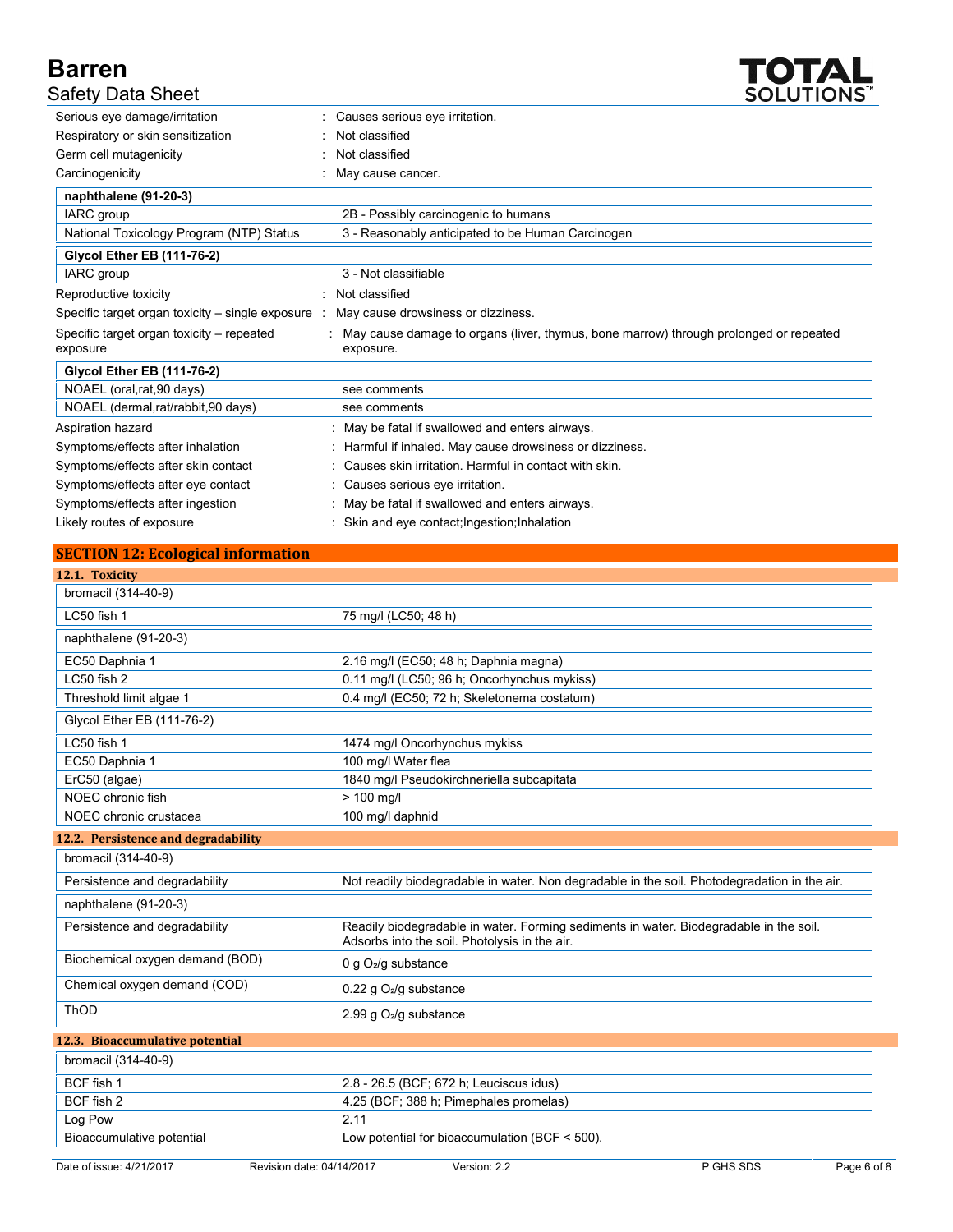| | |
|---|---|
| Serious eye damage/irritation | : Causes serious eye irritation. |
| Respiratory or skin sensitization | : Not classified |
| Germ cell mutagenicity | : Not classified |
| Carcinogenicity | : May cause cancer. |

| **naphthalene (91-20-3)** | |
|---|---|
| IARC group | 2B - Possibly carcinogenic to humans |
| National Toxicology Program (NTP) Status | 3 - Reasonably anticipated to be Human Carcinogen |
| **Glycol Ether EB (111-76-2)** | |
| IARC group | 3 - Not classifiable |

| | |
|---|---|
| Reproductive toxicity | : Not classified |
| Specific target organ toxicity – single exposure | : May cause drowsiness or dizziness. |
| Specific target organ toxicity – repeated exposure | : May cause damage to organs (liver, thymus, bone marrow) through prolonged or repeated exposure. |

| **Glycol Ether EB (111-76-2)** | |
|---|---|
| NOAEL (oral,rat,90 days) | see comments |
| NOAEL (dermal,rat/rabbit,90 days) | see comments |

| | |
|---|---|
| Aspiration hazard | : May be fatal if swallowed and enters airways. |
| Symptoms/effects after inhalation | : Harmful if inhaled. May cause drowsiness or dizziness. |
| Symptoms/effects after skin contact | : Causes skin irritation. Harmful in contact with skin. |
| Symptoms/effects after eye contact | : Causes serious eye irritation. |
| Symptoms/effects after ingestion | : May be fatal if swallowed and enters airways. |
| Likely routes of exposure | : Skin and eye contact;Ingestion;Inhalation |

## SECTION 12: Ecological information

### 12.1. Toxicity

| bromacil (314-40-9) | |
|---|---|
| LC50 fish 1 | 75 mg/l (LC50; 48 h) |
| **naphthalene (91-20-3)** | |
| EC50 Daphnia 1 | 2.16 mg/l (EC50; 48 h; Daphnia magna) |
| LC50 fish 2 | 0.11 mg/l (LC50; 96 h; Oncorhynchus mykiss) |
| Threshold limit algae 1 | 0.4 mg/l (EC50; 72 h; Skeletonema costatum) |
| **Glycol Ether EB (111-76-2)** | |
| LC50 fish 1 | 1474 mg/l Oncorhynchus mykiss |
| EC50 Daphnia 1 | 100 mg/l Water flea |
| ErC50 (algae) | 1840 mg/l Pseudokirchneriella subcapitata |
| NOEC chronic fish | > 100 mg/l |
| NOEC chronic crustacea | 100 mg/l daphnid |

### 12.2. Persistence and degradability

| bromacil (314-40-9) | |
|---|---|
| Persistence and degradability | Not readily biodegradable in water. Non degradable in the soil. Photodegradation in the air. |
| **naphthalene (91-20-3)** | |
| Persistence and degradability | Readily biodegradable in water. Forming sediments in water. Biodegradable in the soil. Adsorbs into the soil. Photolysis in the air. |
| Biochemical oxygen demand (BOD) | 0 g $O_2$/g substance |
| Chemical oxygen demand (COD) | 0.22 g $O_2$/g substance |
| ThOD | 2.99 g $O_2$/g substance |

### 12.3. Bioaccumulative potential

| bromacil (314-40-9) | |
|---|---|
| BCF fish 1 | 2.8 - 26.5 (BCF; 672 h; Leuciscus idus) |
| BCF fish 2 | 4.25 (BCF; 388 h; Pimephales promelas) |
| Log Pow | 2.11 |
| Bioaccumulative potential | Low potential for bioaccumulation (BCF < 500). |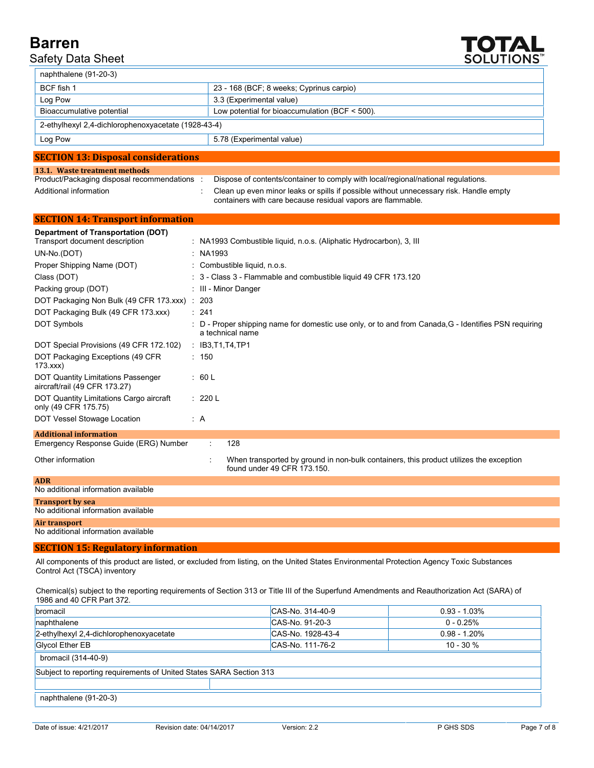| naphthalene (91-20-3) | |
|---|---|
| BCF fish 1 | 23 - 168 (BCF; 8 weeks; Cyprinus carpio) |
| Log Pow | 3.3 (Experimental value) |
| Bioaccumulative potential | Low potential for bioaccumulation (BCF < 500). |

| 2-ethylhexyl 2,4-dichlorophenoxyacetate (1928-43-4) | |
|---|---|
| Log Pow | 5.78 (Experimental value) |

## SECTION 13: Disposal considerations

### 13.1. Waste treatment methods

Product/Packaging disposal recommendations : Dispose of contents/container to comply with local/regional/national regulations.

Additional information : Clean up even minor leaks or spills if possible without unnecessary risk. Handle empty containers with care because residual vapors are flammable.

## SECTION 14: Transport information

**Department of Transportation (DOT)**

Transport document description : NA1993 Combustible liquid, n.o.s. (Aliphatic Hydrocarbon), 3, III

UN-No.(DOT) : NA1993

Proper Shipping Name (DOT) : Combustible liquid, n.o.s.

Class (DOT) : 3 - Class 3 - Flammable and combustible liquid 49 CFR 173.120

Packing group (DOT) : III - Minor Danger

DOT Packaging Non Bulk (49 CFR 173.xxx) : 203

DOT Packaging Bulk (49 CFR 173.xxx) : 241

DOT Symbols : D - Proper shipping name for domestic use only, or to and from Canada,G - Identifies PSN requiring a technical name

DOT Special Provisions (49 CFR 172.102) : IB3,T1,T4,TP1

DOT Packaging Exceptions (49 CFR 173.xxx) : 150

DOT Quantity Limitations Passenger aircraft/rail (49 CFR 173.27) : 60 L

DOT Quantity Limitations Cargo aircraft only (49 CFR 175.75) : 220 L

DOT Vessel Stowage Location : A

### Additional information

Emergency Response Guide (ERG) Number : 128

Other information : When transported by ground in non-bulk containers, this product utilizes the exception found under 49 CFR 173.150.

### ADR

No additional information available

### Transport by sea

No additional information available

### Air transport

No additional information available

## SECTION 15: Regulatory information

All components of this product are listed, or excluded from listing, on the United States Environmental Protection Agency Toxic Substances Control Act (TSCA) inventory

Chemical(s) subject to the reporting requirements of Section 313 or Title III of the Superfund Amendments and Reauthorization Act (SARA) of 1986 and 40 CFR Part 372.

| Chemical | CAS-No. | Concentration |
|---|---|---|
| bromacil | CAS-No. 314-40-9 | 0.93 - 1.03% |
| naphthalene | CAS-No. 91-20-3 | 0 - 0.25% |
| 2-ethylhexyl 2,4-dichlorophenoxyacetate | CAS-No. 1928-43-4 | 0.98 - 1.20% |
| Glycol Ether EB | CAS-No. 111-76-2 | 10 - 30 % |

| bromacil (314-40-9) | |
|---|---|
| Subject to reporting requirements of United States SARA Section 313 | |
| | |

| naphthalene (91-20-3) |
|---|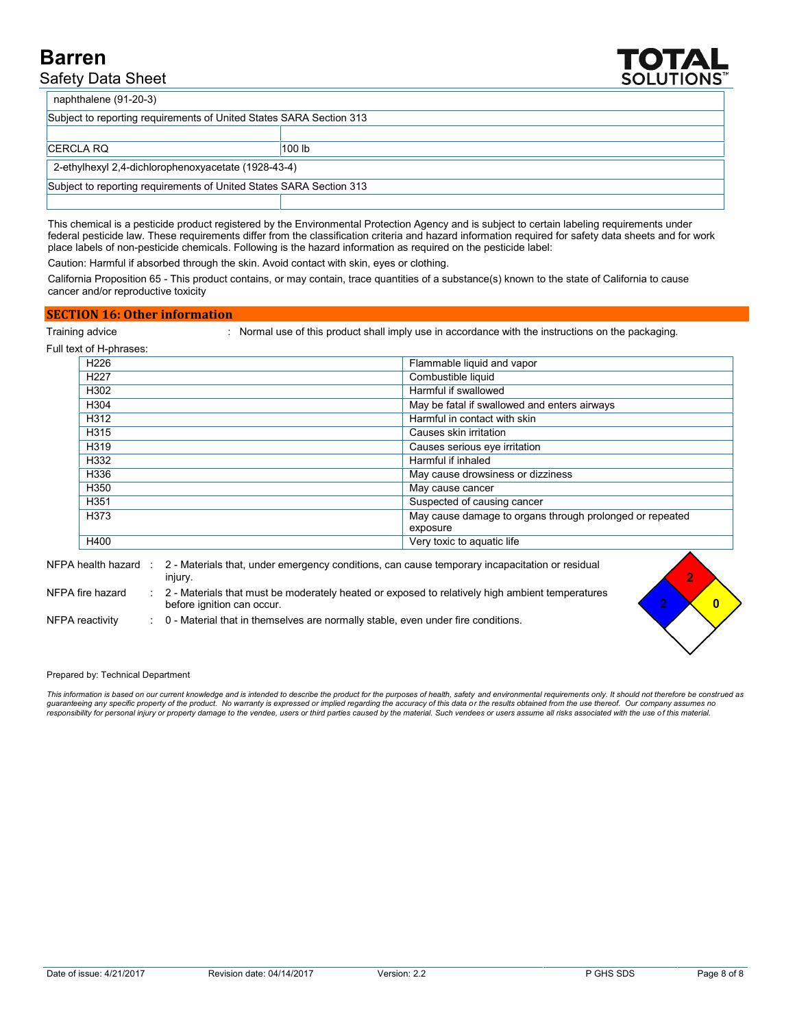| naphthalene (91-20-3) | |
|---|---|
| Subject to reporting requirements of United States SARA Section 313 | |
| | |
| CERCLA RQ | 100 lb |
| 2-ethylhexyl 2,4-dichlorophenoxyacetate (1928-43-4) | |
| Subject to reporting requirements of United States SARA Section 313 | |
| | |

This chemical is a pesticide product registered by the Environmental Protection Agency and is subject to certain labeling requirements under federal pesticide law. These requirements differ from the classification criteria and hazard information required for safety data sheets and for work place labels of non-pesticide chemicals. Following is the hazard information as required on the pesticide label:

Caution: Harmful if absorbed through the skin. Avoid contact with skin, eyes or clothing.

California Proposition 65 - This product contains, or may contain, trace quantities of a substance(s) known to the state of California to cause cancer and/or reproductive toxicity

## SECTION 16: Other information

Training advice : Normal use of this product shall imply use in accordance with the instructions on the packaging.

Full text of H-phrases:

| | |
|---|---|
| H226 | Flammable liquid and vapor |
| H227 | Combustible liquid |
| H302 | Harmful if swallowed |
| H304 | May be fatal if swallowed and enters airways |
| H312 | Harmful in contact with skin |
| H315 | Causes skin irritation |
| H319 | Causes serious eye irritation |
| H332 | Harmful if inhaled |
| H336 | May cause drowsiness or dizziness |
| H350 | May cause cancer |
| H351 | Suspected of causing cancer |
| H373 | May cause damage to organs through prolonged or repeated exposure |
| H400 | Very toxic to aquatic life |

NFPA health hazard : 2 - Materials that, under emergency conditions, can cause temporary incapacitation or residual injury.

NFPA fire hazard : 2 - Materials that must be moderately heated or exposed to relatively high ambient temperatures before ignition can occur.

NFPA reactivity : 0 - Material that in themselves are normally stable, even under fire conditions.

2
2
0

Prepared by: Technical Department

*This information is based on our current knowledge and is intended to describe the product for the purposes of health, safety and environmental requirements only. It should not therefore be construed as guaranteeing any specific property of the product. No warranty is expressed or implied regarding the accuracy of this data or the results obtained from the use thereof. Our company assumes no responsibility for personal injury or property damage to the vendee, users or third parties caused by the material. Such vendees or users assume all risks associated with the use of this material.*